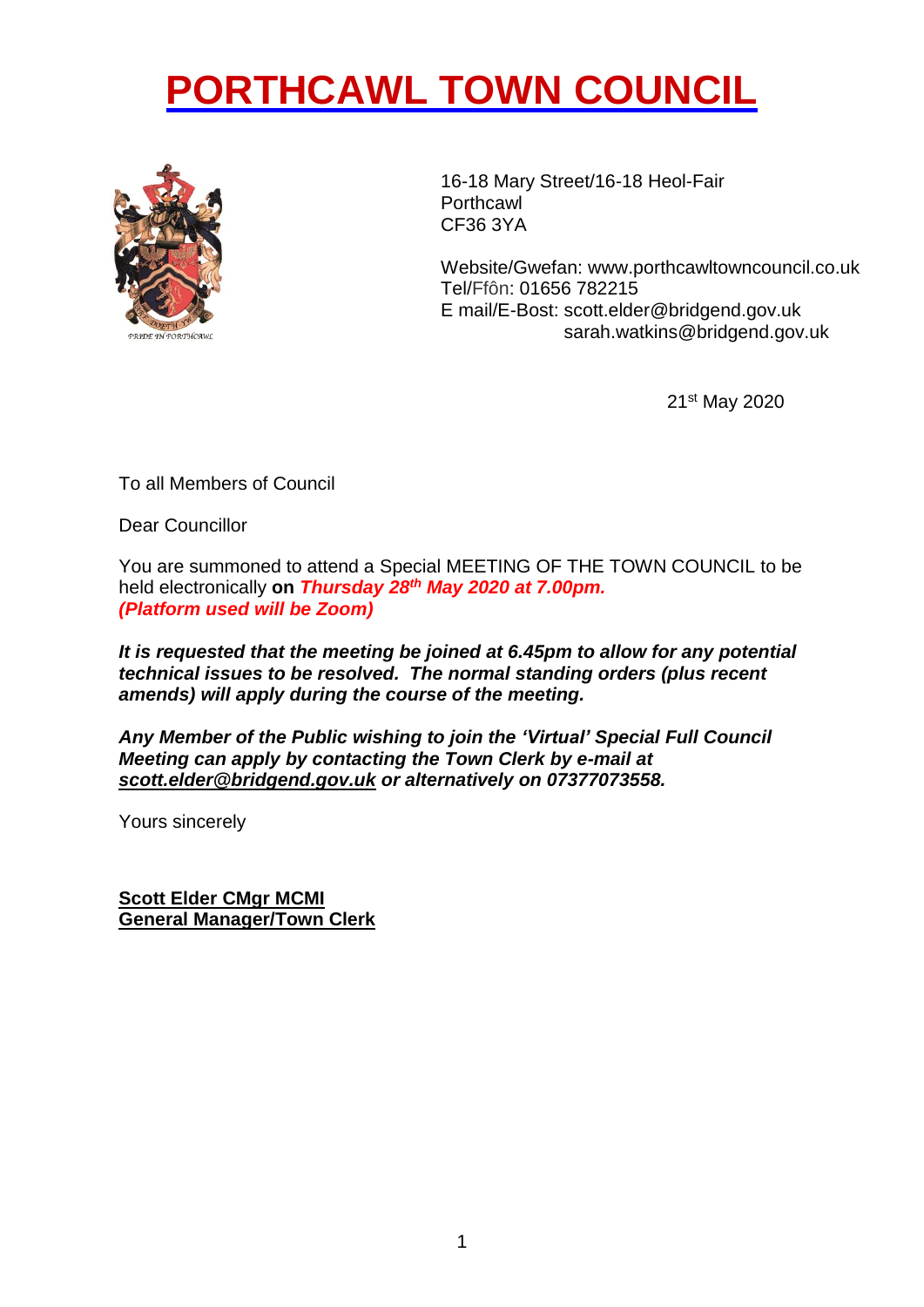# PORTHCAWL TOWN COUNCIL

16-18 Mary Street/16-18 Heol-Fair
Porthcawl
CF36 3YA

Website/Gwefan: www.porthcawltowncouncil.co.uk
Tel/Ffôn: 01656 782215
E mail/E-Bost: scott.elder@bridgend.gov.uk
sarah.watkins@bridgend.gov.uk

21st May 2020

To all Members of Council

Dear Councillor

You are summoned to attend a Special MEETING OF THE TOWN COUNCIL to be held electronically **on *Thursday 28th May 2020 at 7.00pm.***
***(Platform used will be Zoom)***

***It is requested that the meeting be joined at 6.45pm to allow for any potential technical issues to be resolved. The normal standing orders (plus recent amends) will apply during the course of the meeting.***

***Any Member of the Public wishing to join the 'Virtual' Special Full Council Meeting can apply by contacting the Town Clerk by e-mail at scott.elder@bridgend.gov.uk or alternatively on 07377073558.***

Yours sincerely

**Scott Elder CMgr MCMI**
**General Manager/Town Clerk**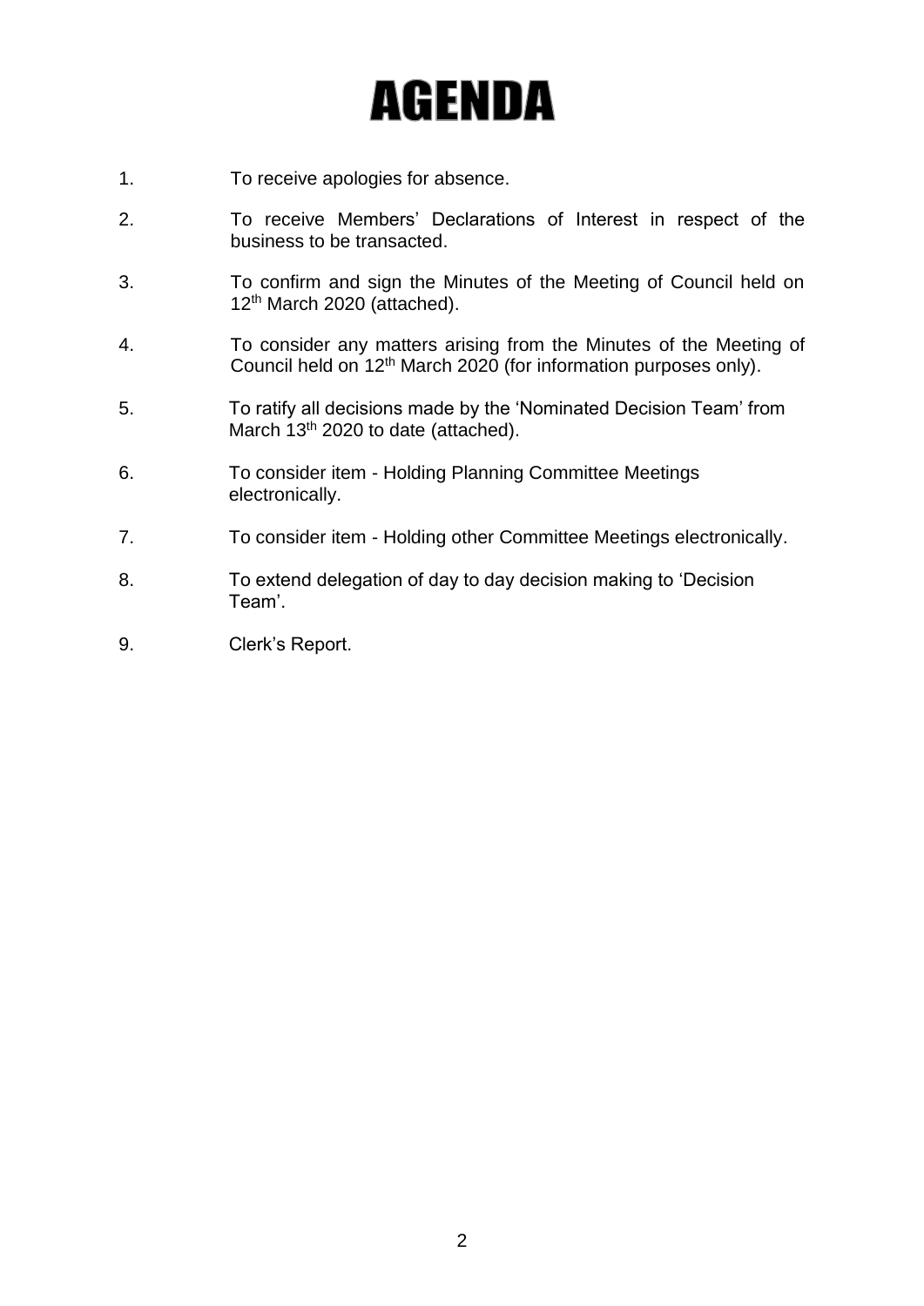# AGENDA

1. To receive apologies for absence.

2. To receive Members' Declarations of Interest in respect of the business to be transacted.

3. To confirm and sign the Minutes of the Meeting of Council held on 12th March 2020 (attached).

4. To consider any matters arising from the Minutes of the Meeting of Council held on 12th March 2020 (for information purposes only).

5. To ratify all decisions made by the 'Nominated Decision Team' from March 13th 2020 to date (attached).

6. To consider item - Holding Planning Committee Meetings electronically.

7. To consider item - Holding other Committee Meetings electronically.

8. To extend delegation of day to day decision making to 'Decision Team'.

9. Clerk's Report.